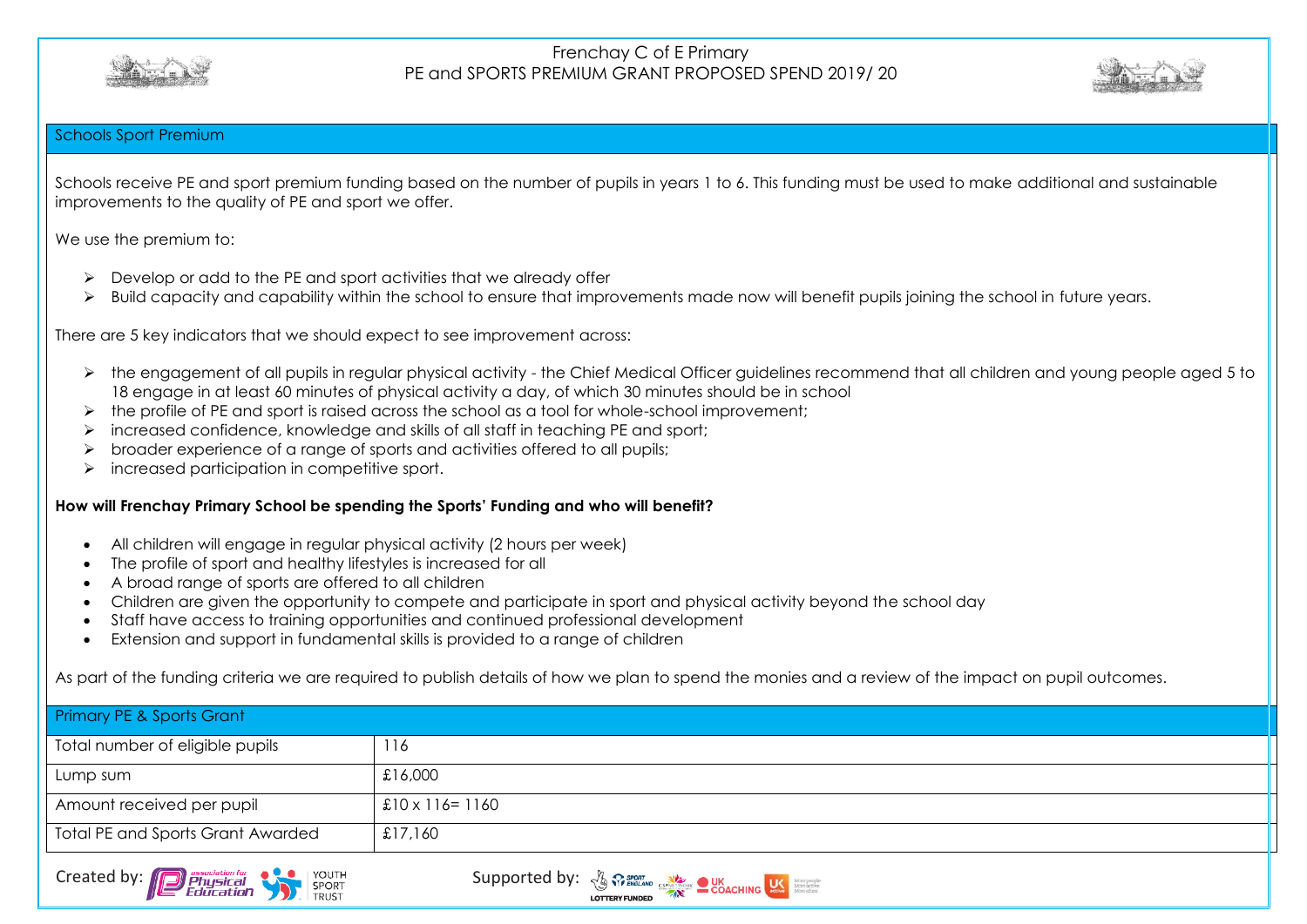# Frenchay C of E Primary
## PE and SPORTS PREMIUM GRANT PROPOSED SPEND 2019/ 20

### Schools Sport Premium

Schools receive PE and sport premium funding based on the number of pupils in years 1 to 6. This funding must be used to make additional and sustainable improvements to the quality of PE and sport we offer.

We use the premium to:

- Develop or add to the PE and sport activities that we already offer
- Build capacity and capability within the school to ensure that improvements made now will benefit pupils joining the school in future years.

There are 5 key indicators that we should expect to see improvement across:

- the engagement of all pupils in regular physical activity - the Chief Medical Officer guidelines recommend that all children and young people aged 5 to 18 engage in at least 60 minutes of physical activity a day, of which 30 minutes should be in school
- the profile of PE and sport is raised across the school as a tool for whole-school improvement;
- increased confidence, knowledge and skills of all staff in teaching PE and sport;
- broader experience of a range of sports and activities offered to all pupils;
- increased participation in competitive sport.

**How will Frenchay Primary School be spending the Sports' Funding and who will benefit?**

- All children will engage in regular physical activity (2 hours per week)
- The profile of sport and healthy lifestyles is increased for all
- A broad range of sports are offered to all children
- Children are given the opportunity to compete and participate in sport and physical activity beyond the school day
- Staff have access to training opportunities and continued professional development
- Extension and support in fundamental skills is provided to a range of children

As part of the funding criteria we are required to publish details of how we plan to spend the monies and a review of the impact on pupil outcomes.

| Primary PE & Sports Grant | |
|---|---|
| Total number of eligible pupils | 116 |
| Lump sum | £16,000 |
| Amount received per pupil | £10 x 116= 1160 |
| Total PE and Sports Grant Awarded | £17,160 |

Created by: association for Physical Education, Youth Sport Trust

Supported by: Sport England Lottery Funded, CSPNetwork, UK Coaching, UK Active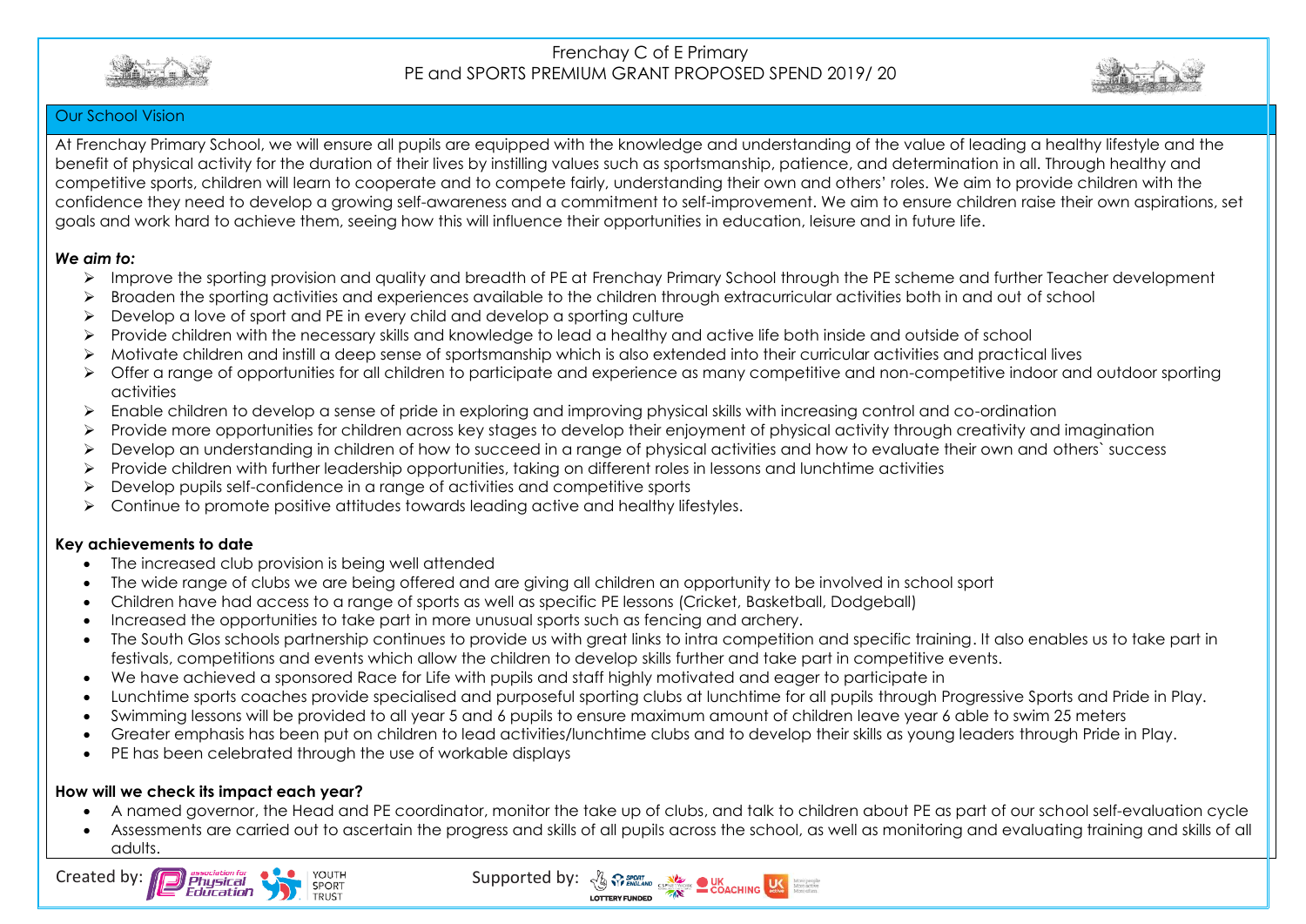# Frenchay C of E Primary
## PE and SPORTS PREMIUM GRANT PROPOSED SPEND 2019/ 20

### Our School Vision

At Frenchay Primary School, we will ensure all pupils are equipped with the knowledge and understanding of the value of leading a healthy lifestyle and the benefit of physical activity for the duration of their lives by instilling values such as sportsmanship, patience, and determination in all. Through healthy and competitive sports, children will learn to cooperate and to compete fairly, understanding their own and others' roles. We aim to provide children with the confidence they need to develop a growing self-awareness and a commitment to self-improvement. We aim to ensure children raise their own aspirations, set goals and work hard to achieve them, seeing how this will influence their opportunities in education, leisure and in future life.

***We aim to:***

- Improve the sporting provision and quality and breadth of PE at Frenchay Primary School through the PE scheme and further Teacher development
- Broaden the sporting activities and experiences available to the children through extracurricular activities both in and out of school
- Develop a love of sport and PE in every child and develop a sporting culture
- Provide children with the necessary skills and knowledge to lead a healthy and active life both inside and outside of school
- Motivate children and instill a deep sense of sportsmanship which is also extended into their curricular activities and practical lives
- Offer a range of opportunities for all children to participate and experience as many competitive and non-competitive indoor and outdoor sporting activities
- Enable children to develop a sense of pride in exploring and improving physical skills with increasing control and co-ordination
- Provide more opportunities for children across key stages to develop their enjoyment of physical activity through creativity and imagination
- Develop an understanding in children of how to succeed in a range of physical activities and how to evaluate their own and others` success
- Provide children with further leadership opportunities, taking on different roles in lessons and lunchtime activities
- Develop pupils self-confidence in a range of activities and competitive sports
- Continue to promote positive attitudes towards leading active and healthy lifestyles.

**Key achievements to date**

- The increased club provision is being well attended
- The wide range of clubs we are being offered and are giving all children an opportunity to be involved in school sport
- Children have had access to a range of sports as well as specific PE lessons (Cricket, Basketball, Dodgeball)
- Increased the opportunities to take part in more unusual sports such as fencing and archery.
- The South Glos schools partnership continues to provide us with great links to intra competition and specific training. It also enables us to take part in festivals, competitions and events which allow the children to develop skills further and take part in competitive events.
- We have achieved a sponsored Race for Life with pupils and staff highly motivated and eager to participate in
- Lunchtime sports coaches provide specialised and purposeful sporting clubs at lunchtime for all pupils through Progressive Sports and Pride in Play.
- Swimming lessons will be provided to all year 5 and 6 pupils to ensure maximum amount of children leave year 6 able to swim 25 meters
- Greater emphasis has been put on children to lead activities/lunchtime clubs and to develop their skills as young leaders through Pride in Play.
- PE has been celebrated through the use of workable displays

**How will we check its impact each year?**

- A named governor, the Head and PE coordinator, monitor the take up of clubs, and talk to children about PE as part of our school self-evaluation cycle
- Assessments are carried out to ascertain the progress and skills of all pupils across the school, as well as monitoring and evaluating training and skills of all adults.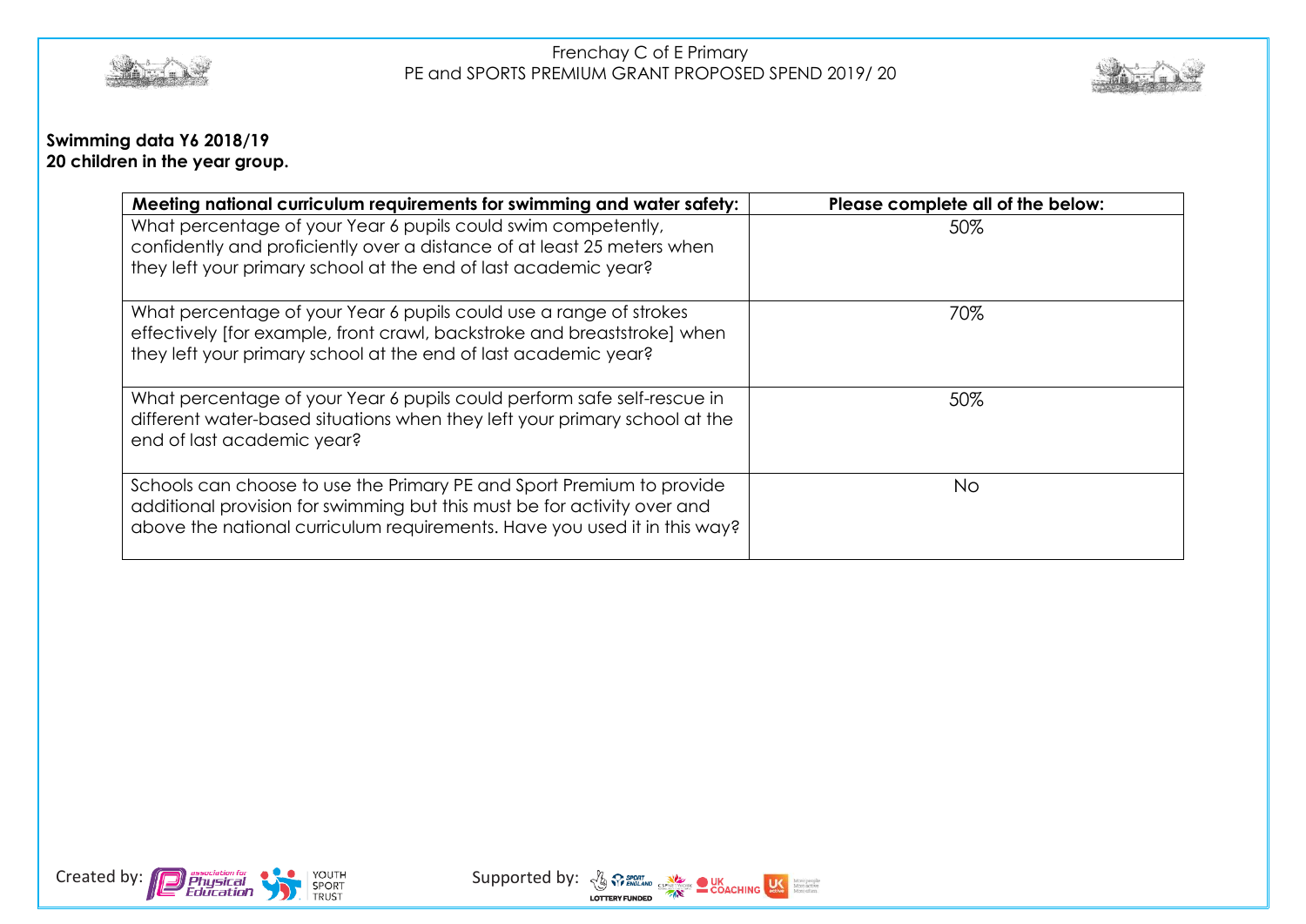**Swimming data Y6 2018/19**
**20 children in the year group.**

| Meeting national curriculum requirements for swimming and water safety: | Please complete all of the below: |
|---|---|
| What percentage of your Year 6 pupils could swim competently, confidently and proficiently over a distance of at least 25 meters when they left your primary school at the end of last academic year? | 50% |
| What percentage of your Year 6 pupils could use a range of strokes effectively [for example, front crawl, backstroke and breaststroke] when they left your primary school at the end of last academic year? | 70% |
| What percentage of your Year 6 pupils could perform safe self-rescue in different water-based situations when they left your primary school at the end of last academic year? | 50% |
| Schools can choose to use the Primary PE and Sport Premium to provide additional provision for swimming but this must be for activity over and above the national curriculum requirements. Have you used it in this way? | No |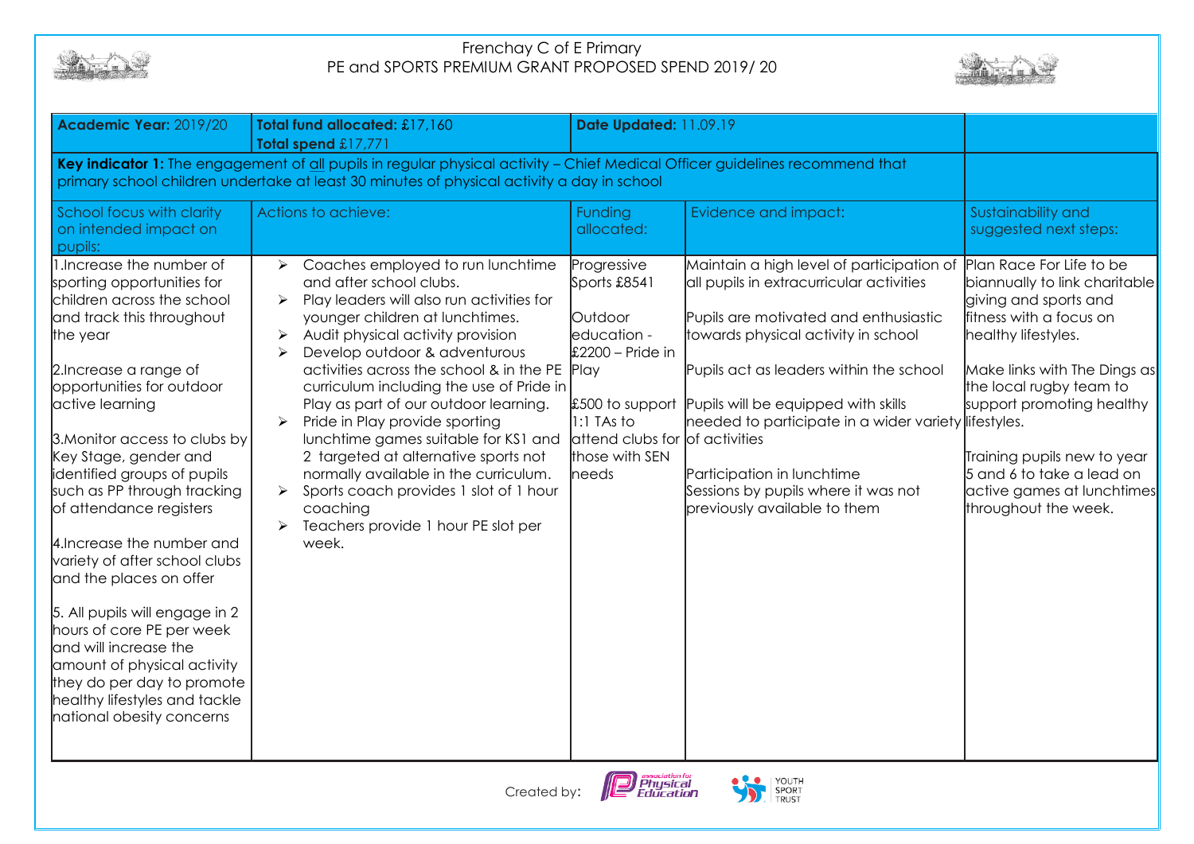Frenchay C of E Primary
PE and SPORTS PREMIUM GRANT PROPOSED SPEND 2019/ 20

| **Academic Year:** 2019/20 | **Total fund allocated:** £17,160<br>**Total spend** £17,771 | **Date Updated:** 11.09.19 | | |
|---|---|---|---|---|
| **Key indicator 1:** The engagement of all pupils in regular physical activity – Chief Medical Officer guidelines recommend that primary school children undertake at least 30 minutes of physical activity a day in school | | | | |
| School focus with clarity on intended impact on pupils: | Actions to achieve: | Funding allocated: | Evidence and impact: | Sustainability and suggested next steps: |
| 1.Increase the number of sporting opportunities for children across the school and track this throughout the year<br><br>2.Increase a range of opportunities for outdoor active learning<br><br>3.Monitor access to clubs by Key Stage, gender and identified groups of pupils such as PP through tracking of attendance registers<br><br>4.Increase the number and variety of after school clubs and the places on offer<br><br>5. All pupils will engage in 2 hours of core PE per week and will increase the amount of physical activity they do per day to promote healthy lifestyles and tackle national obesity concerns | ➢ Coaches employed to run lunchtime and after school clubs.<br>➢ Play leaders will also run activities for younger children at lunchtimes.<br>➢ Audit physical activity provision<br>➢ Develop outdoor & adventurous activities across the school & in the PE curriculum including the use of Pride in Play as part of our outdoor learning.<br>➢ Pride in Play provide sporting lunchtime games suitable for KS1 and 2 targeted at alternative sports not normally available in the curriculum.<br>➢ Sports coach provides 1 slot of 1 hour coaching<br>➢ Teachers provide 1 hour PE slot per week. | Progressive Sports £8541<br><br>Outdoor education - £2200 – Pride in Play<br><br>£500 to support 1:1 TAs to attend clubs for those with SEN needs | Maintain a high level of participation of all pupils in extracurricular activities<br><br>Pupils are motivated and enthusiastic towards physical activity in school<br><br>Pupils act as leaders within the school<br><br>Pupils will be equipped with skills needed to participate in a wider variety of activities<br><br>Participation in lunchtime Sessions by pupils where it was not previously available to them | Plan Race For Life to be biannually to link charitable giving and sports and fitness with a focus on healthy lifestyles.<br><br>Make links with The Dings as the local rugby team to support promoting healthy lifestyles.<br><br>Training pupils new to year 5 and 6 to take a lead on active games at lunchtimes throughout the week. |

Created by: association for Physical Education, Youth Sport Trust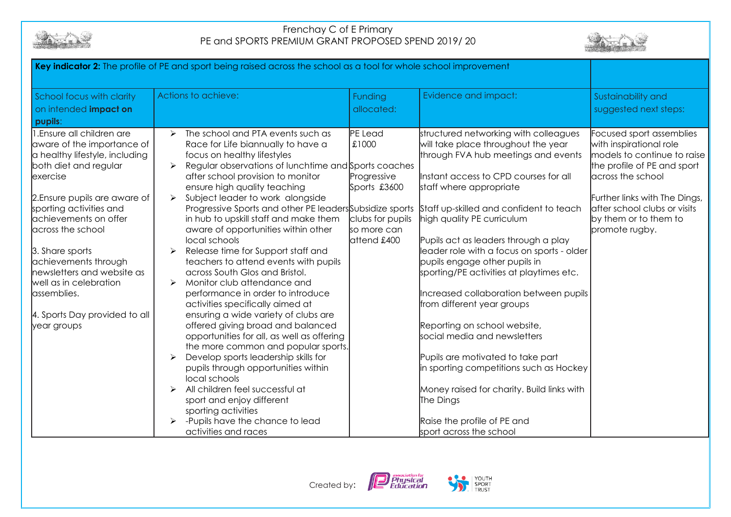Frenchay C of E Primary
PE and SPORTS PREMIUM GRANT PROPOSED SPEND 2019/ 20

| **Key indicator 2:** The profile of PE and sport being raised across the school as a tool for whole school improvement | | | | |
|---|---|---|---|---|
| School focus with clarity on intended **impact on pupils**: | Actions to achieve: | Funding allocated: | Evidence and impact: | Sustainability and suggested next steps: |
| 1.Ensure all children are aware of the importance of a healthy lifestyle, including both diet and regular exercise<br><br>2.Ensure pupils are aware of sporting activities and achievements on offer across the school<br><br>3. Share sports achievements through newsletters and website as well as in celebration assemblies.<br><br>4. Sports Day provided to all year groups | ➢ The school and PTA events such as Race for Life biannually to have a focus on healthy lifestyles<br>➢ Regular observations of lunchtime and after school provision to monitor ensure high quality teaching<br>➢ Subject leader to work alongside Progressive Sports and other PE leaders in hub to upskill staff and make them aware of opportunities within other local schools<br>➢ Release time for Support staff and teachers to attend events with pupils across South Glos and Bristol.<br>➢ Monitor club attendance and performance in order to introduce activities specifically aimed at ensuring a wide variety of clubs are offered giving broad and balanced opportunities for all, as well as offering the more common and popular sports.<br>➢ Develop sports leadership skills for pupils through opportunities within local schools<br>➢ All children feel successful at sport and enjoy different sporting activities<br>➢ -Pupils have the chance to lead activities and races | PE Lead £1000<br><br>Sports coaches Progressive Sports £3600<br><br>Subsidize sports clubs for pupils so more can attend £400 | structured networking with colleagues will take place throughout the year through FVA hub meetings and events<br><br>Instant access to CPD courses for all staff where appropriate<br><br>Staff up-skilled and confident to teach high quality PE curriculum<br><br>Pupils act as leaders through a play leader role with a focus on sports - older pupils engage other pupils in sporting/PE activities at playtimes etc.<br><br>Increased collaboration between pupils from different year groups<br><br>Reporting on school website, social media and newsletters<br><br>Pupils are motivated to take part in sporting competitions such as Hockey<br><br>Money raised for charity. Build links with The Dings<br><br>Raise the profile of PE and sport across the school | Focused sport assemblies with inspirational role models to continue to raise the profile of PE and sport across the school<br><br>Further links with The Dings, after school clubs or visits by them or to them to promote rugby. |

Created by: association for Physical Education, Youth Sport Trust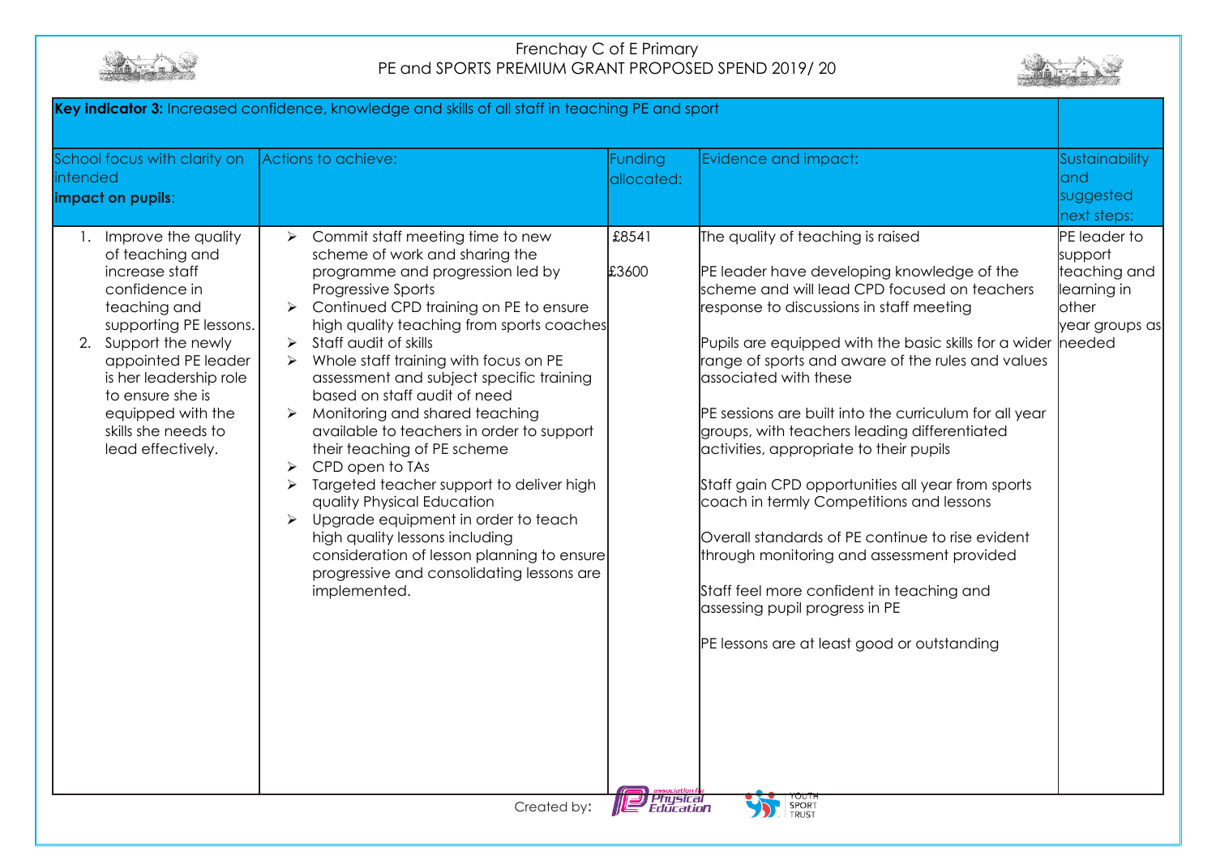# Frenchay C of E Primary
## PE and SPORTS PREMIUM GRANT PROPOSED SPEND 2019/ 20

| **Key indicator 3:** Increased confidence, knowledge and skills of all staff in teaching PE and sport | | | | |
|---|---|---|---|---|
| School focus with clarity on intended **impact on pupils**: | Actions to achieve: | Funding allocated: | Evidence and impact: | Sustainability and suggested next steps: |
| 1. Improve the quality of teaching and increase staff confidence in teaching and supporting PE lessons.<br>2. Support the newly appointed PE leader is her leadership role to ensure she is equipped with the skills she needs to lead effectively. | ➢ Commit staff meeting time to new scheme of work and sharing the programme and progression led by Progressive Sports<br>➢ Continued CPD training on PE to ensure high quality teaching from sports coaches<br>➢ Staff audit of skills<br>➢ Whole staff training with focus on PE assessment and subject specific training based on staff audit of need<br>➢ Monitoring and shared teaching available to teachers in order to support their teaching of PE scheme<br>➢ CPD open to TAs<br>➢ Targeted teacher support to deliver high quality Physical Education<br>➢ Upgrade equipment in order to teach high quality lessons including consideration of lesson planning to ensure progressive and consolidating lessons are implemented. | £8541<br><br>£3600 | The quality of teaching is raised<br><br>PE leader have developing knowledge of the scheme and will lead CPD focused on teachers response to discussions in staff meeting<br><br>Pupils are equipped with the basic skills for a wider range of sports and aware of the rules and values associated with these<br><br>PE sessions are built into the curriculum for all year groups, with teachers leading differentiated activities, appropriate to their pupils<br><br>Staff gain CPD opportunities all year from sports coach in termly Competitions and lessons<br><br>Overall standards of PE continue to rise evident through monitoring and assessment provided<br><br>Staff feel more confident in teaching and assessing pupil progress in PE<br><br>PE lessons are at least good or outstanding | PE leader to support teaching and learning in other year groups as needed |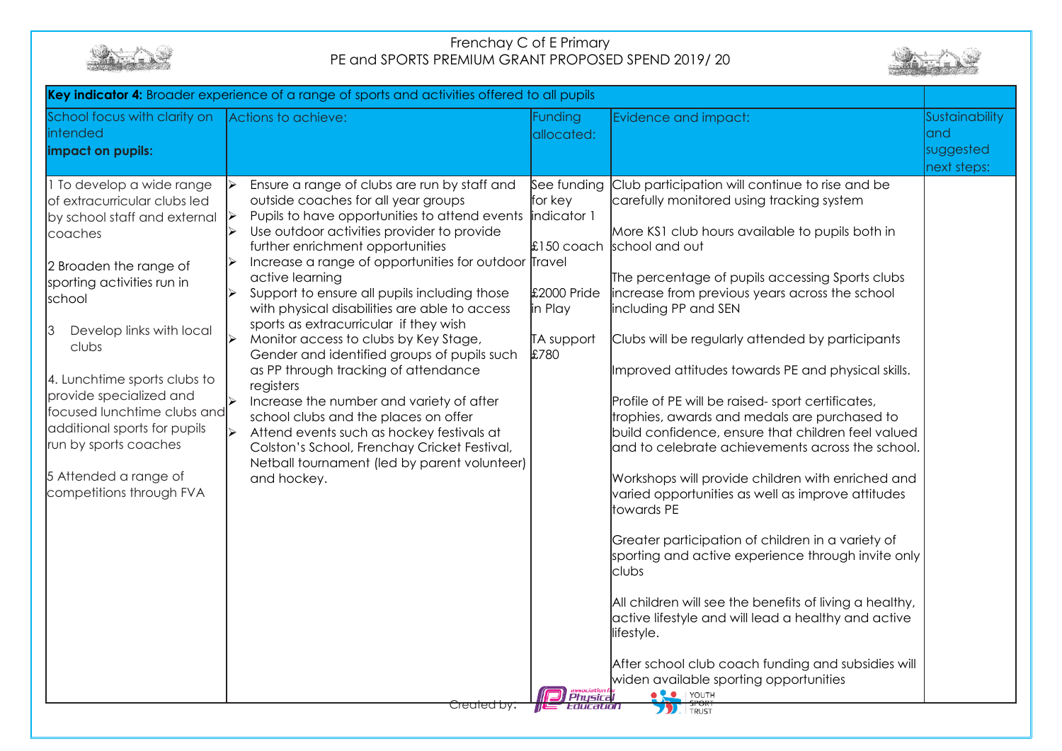Frenchay C of E Primary
PE and SPORTS PREMIUM GRANT PROPOSED SPEND 2019/ 20

| **Key indicator 4:** Broader experience of a range of sports and activities offered to all pupils | | | | |
|---|---|---|---|---|
| School focus with clarity on intended **impact on pupils:** | Actions to achieve: | Funding allocated: | Evidence and impact: | Sustainability and suggested next steps: |
| 1 To develop a wide range of extracurricular clubs led by school staff and external coaches<br><br>2 Broaden the range of sporting activities run in school<br><br>3 Develop links with local clubs<br><br>4. Lunchtime sports clubs to provide specialized and focused lunchtime clubs and additional sports for pupils run by sports coaches<br><br>5 Attended a range of competitions through FVA | ➢ Ensure a range of clubs are run by staff and outside coaches for all year groups<br>➢ Pupils to have opportunities to attend events<br>➢ Use outdoor activities provider to provide further enrichment opportunities<br>➢ Increase a range of opportunities for outdoor active learning<br>➢ Support to ensure all pupils including those with physical disabilities are able to access sports as extracurricular if they wish<br>➢ Monitor access to clubs by Key Stage, Gender and identified groups of pupils such as PP through tracking of attendance registers<br>➢ Increase the number and variety of after school clubs and the places on offer<br>➢ Attend events such as hockey festivals at Colston's School, Frenchay Cricket Festival, Netball tournament (led by parent volunteer) and hockey. | See funding for key indicator 1<br><br>£150 coach Travel<br><br>£2000 Pride in Play<br><br>TA support £780 | Club participation will continue to rise and be carefully monitored using tracking system<br><br>More KS1 club hours available to pupils both in school and out<br><br>The percentage of pupils accessing Sports clubs increase from previous years across the school including PP and SEN<br><br>Clubs will be regularly attended by participants<br><br>Improved attitudes towards PE and physical skills.<br><br>Profile of PE will be raised- sport certificates, trophies, awards and medals are purchased to build confidence, ensure that children feel valued and to celebrate achievements across the school.<br><br>Workshops will provide children with enriched and varied opportunities as well as improve attitudes towards PE<br><br>Greater participation of children in a variety of sporting and active experience through invite only clubs<br><br>All children will see the benefits of living a healthy, active lifestyle and will lead a healthy and active lifestyle.<br><br>After school club coach funding and subsidies will widen available sporting opportunities | |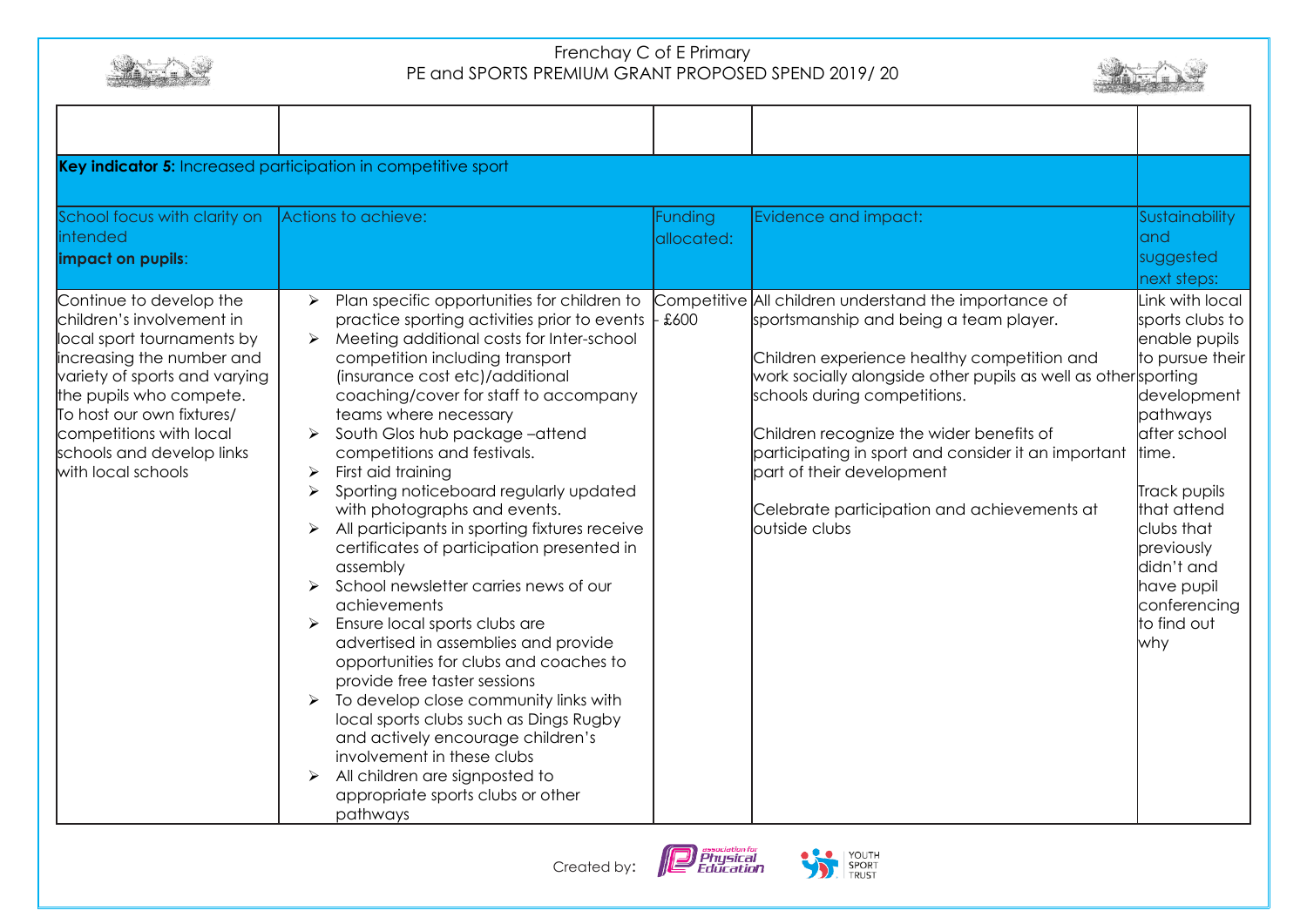| | | | | |
|---|---|---|---|---|
| **Key indicator 5:** Increased participation in competitive sport | | | | |
| School focus with clarity on intended **impact on pupils**: | Actions to achieve: | Funding allocated: | Evidence and impact: | Sustainability and suggested next steps: |
| Continue to develop the children's involvement in local sport tournaments by increasing the number and variety of sports and varying the pupils who compete. To host our own fixtures/ competitions with local schools and develop links with local schools | ➢ Plan specific opportunities for children to practice sporting activities prior to events<br>➢ Meeting additional costs for Inter-school competition including transport (insurance cost etc)/additional coaching/cover for staff to accompany teams where necessary<br>➢ South Glos hub package –attend competitions and festivals.<br>➢ First aid training<br>➢ Sporting noticeboard regularly updated with photographs and events.<br>➢ All participants in sporting fixtures receive certificates of participation presented in assembly<br>➢ School newsletter carries news of our achievements<br>➢ Ensure local sports clubs are advertised in assemblies and provide opportunities for clubs and coaches to provide free taster sessions<br>➢ To develop close community links with local sports clubs such as Dings Rugby and actively encourage children's involvement in these clubs<br>➢ All children are signposted to appropriate sports clubs or other pathways | Competitive - £600 | All children understand the importance of sportsmanship and being a team player.<br><br>Children experience healthy competition and work socially alongside other pupils as well as other schools during competitions.<br><br>Children recognize the wider benefits of participating in sport and consider it an important part of their development<br><br>Celebrate participation and achievements at outside clubs | Link with local sports clubs to enable pupils to pursue their sporting development pathways after school time.<br><br>Track pupils that attend clubs that previously didn't and have pupil conferencing to find out why |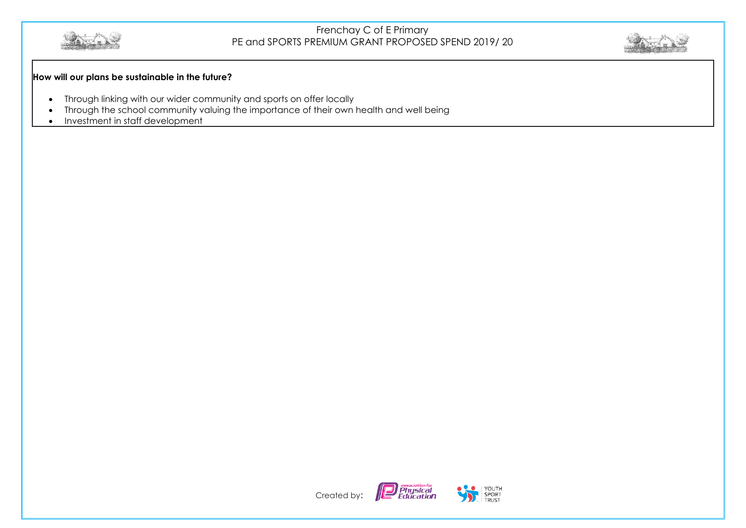**How will our plans be sustainable in the future?**

- Through linking with our wider community and sports on offer locally
- Through the school community valuing the importance of their own health and well being
- Investment in staff development